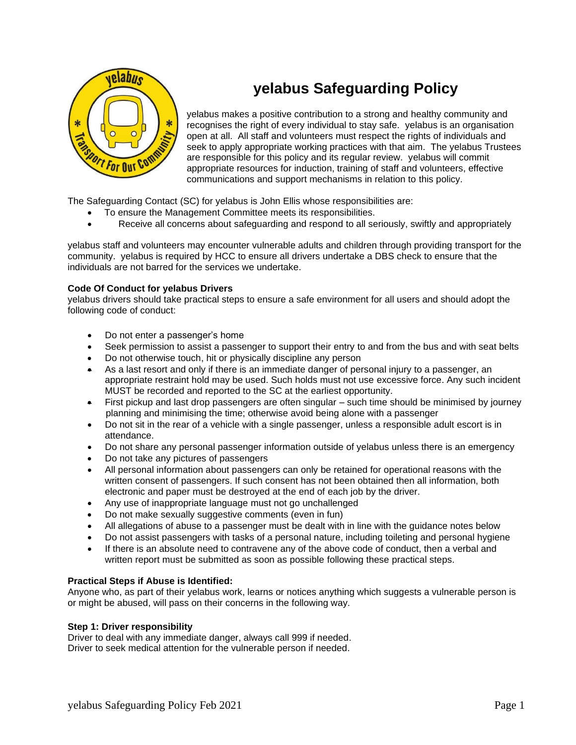# yelabus Safeguarding Policy

yelabus makes a positive contribution to a strong and healthy community and recognises the right of every individual to stay safe. yelabus is an organisation open at all. All staff and volunteers must respect the rights of individuals and seek to apply appropriate working practices with that aim. The yelabus Trustees are responsible for this policy and its regular review. yelabus will commit appropriate resources for induction, training of staff and volunteers, effective communications and support mechanisms in relation to this policy.

The Safeguarding Contact (SC) for yelabus is John Ellis whose responsibilities are:

- To ensure the Management Committee meets its responsibilities.
- Receive all concerns about safeguarding and respond to all seriously, swiftly and appropriately

yelabus staff and volunteers may encounter vulnerable adults and children through providing transport for the community. yelabus is required by HCC to ensure all drivers undertake a DBS check to ensure that the individuals are not barred for the services we undertake.

**Code Of Conduct for yelabus Drivers**

yelabus drivers should take practical steps to ensure a safe environment for all users and should adopt the following code of conduct:

- Do not enter a passenger's home
- Seek permission to assist a passenger to support their entry to and from the bus and with seat belts
- Do not otherwise touch, hit or physically discipline any person
- As a last resort and only if there is an immediate danger of personal injury to a passenger, an appropriate restraint hold may be used. Such holds must not use excessive force. Any such incident MUST be recorded and reported to the SC at the earliest opportunity.
- First pickup and last drop passengers are often singular – such time should be minimised by journey planning and minimising the time; otherwise avoid being alone with a passenger
- Do not sit in the rear of a vehicle with a single passenger, unless a responsible adult escort is in attendance.
- Do not share any personal passenger information outside of yelabus unless there is an emergency
- Do not take any pictures of passengers
- All personal information about passengers can only be retained for operational reasons with the written consent of passengers. If such consent has not been obtained then all information, both electronic and paper must be destroyed at the end of each job by the driver.
- Any use of inappropriate language must not go unchallenged
- Do not make sexually suggestive comments (even in fun)
- All allegations of abuse to a passenger must be dealt with in line with the guidance notes below
- Do not assist passengers with tasks of a personal nature, including toileting and personal hygiene
- If there is an absolute need to contravene any of the above code of conduct, then a verbal and written report must be submitted as soon as possible following these practical steps.

**Practical Steps if Abuse is Identified:**

Anyone who, as part of their yelabus work, learns or notices anything which suggests a vulnerable person is or might be abused, will pass on their concerns in the following way.

**Step 1: Driver responsibility**

Driver to deal with any immediate danger, always call 999 if needed.
Driver to seek medical attention for the vulnerable person if needed.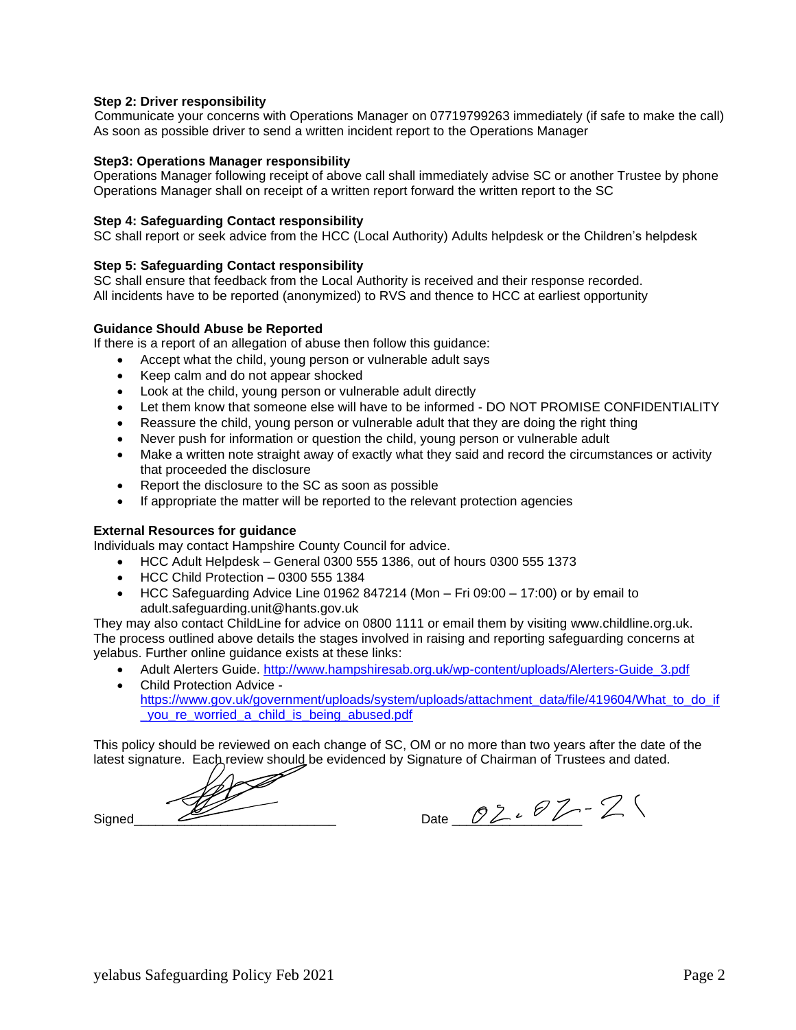**Step 2: Driver responsibility**
Communicate your concerns with Operations Manager on 07719799263 immediately (if safe to make the call)
As soon as possible driver to send a written incident report to the Operations Manager

**Step3: Operations Manager responsibility**
Operations Manager following receipt of above call shall immediately advise SC or another Trustee by phone
Operations Manager shall on receipt of a written report forward the written report to the SC

**Step 4: Safeguarding Contact responsibility**
SC shall report or seek advice from the HCC (Local Authority) Adults helpdesk or the Children's helpdesk

**Step 5: Safeguarding Contact responsibility**
SC shall ensure that feedback from the Local Authority is received and their response recorded.
All incidents have to be reported (anonymized) to RVS and thence to HCC at earliest opportunity

**Guidance Should Abuse be Reported**
If there is a report of an allegation of abuse then follow this guidance:

- Accept what the child, young person or vulnerable adult says
- Keep calm and do not appear shocked
- Look at the child, young person or vulnerable adult directly
- Let them know that someone else will have to be informed - DO NOT PROMISE CONFIDENTIALITY
- Reassure the child, young person or vulnerable adult that they are doing the right thing
- Never push for information or question the child, young person or vulnerable adult
- Make a written note straight away of exactly what they said and record the circumstances or activity that proceeded the disclosure
- Report the disclosure to the SC as soon as possible
- If appropriate the matter will be reported to the relevant protection agencies

**External Resources for guidance**
Individuals may contact Hampshire County Council for advice.

- HCC Adult Helpdesk – General 0300 555 1386, out of hours 0300 555 1373
- HCC Child Protection – 0300 555 1384
- HCC Safeguarding Advice Line 01962 847214 (Mon – Fri 09:00 – 17:00) or by email to adult.safeguarding.unit@hants.gov.uk

They may also contact ChildLine for advice on 0800 1111 or email them by visiting www.childline.org.uk.
The process outlined above details the stages involved in raising and reporting safeguarding concerns at yelabus. Further online guidance exists at these links:

- Adult Alerters Guide. http://www.hampshiresab.org.uk/wp-content/uploads/Alerters-Guide_3.pdf
- Child Protection Advice - https://www.gov.uk/government/uploads/system/uploads/attachment_data/file/419604/What_to_do_if_you_re_worried_a_child_is_being_abused.pdf

This policy should be reviewed on each change of SC, OM or no more than two years after the date of the latest signature. Each review should be evidenced by Signature of Chairman of Trustees and dated.

Signed ____________________ Date 02.02-21